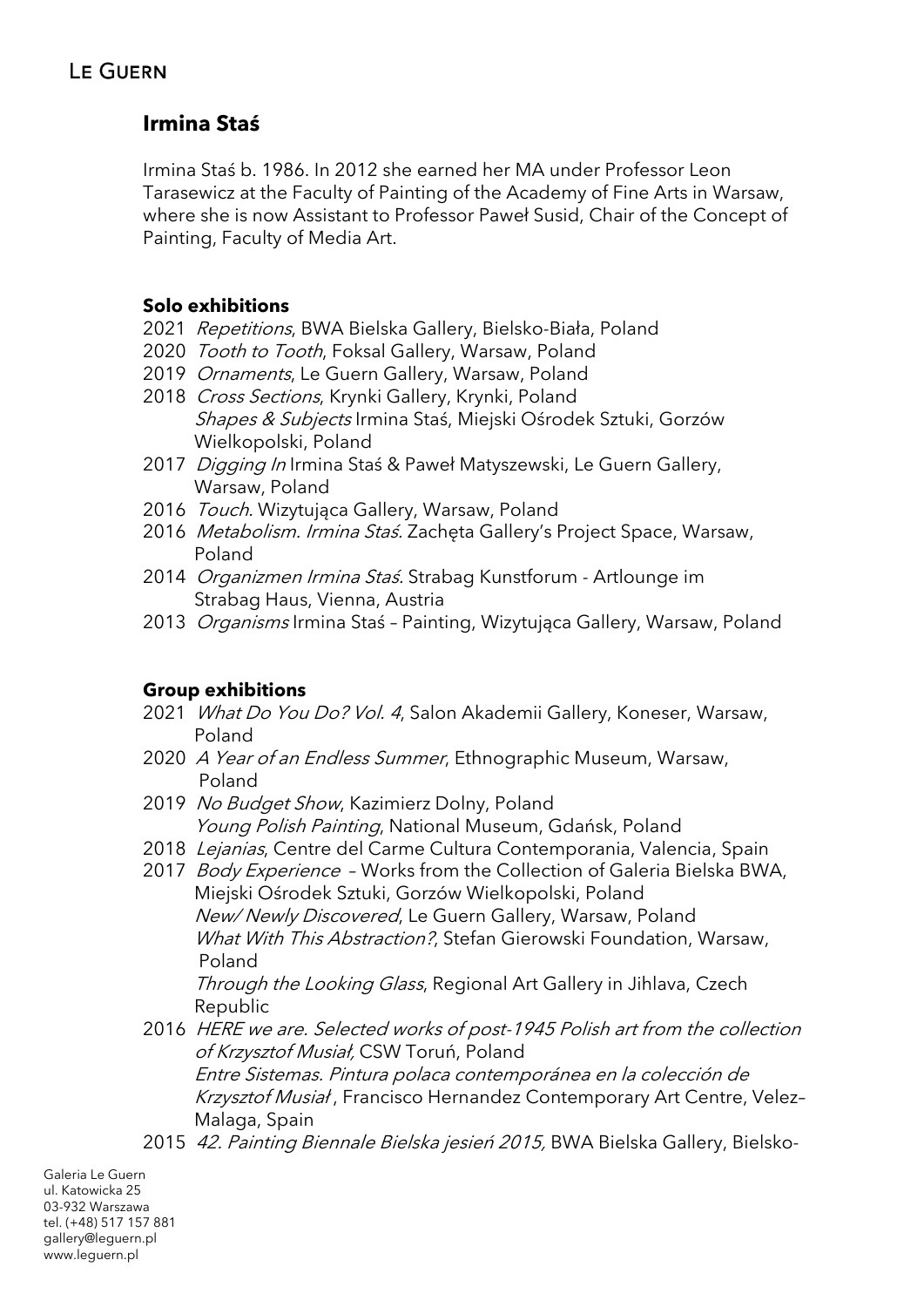# Irmina Staś

Irmina Staś b. 1986. In 2012 she earned her MA under Professor Leon Tarasewicz at the Faculty of Painting of the Academy of Fine Arts in Warsaw, where she is now Assistant to Professor Paweł Susid, Chair of the Concept of Painting, Faculty of Media Art.

## Solo exhibitions

2021 *Repetitions*, BWA Bielska Gallery, Bielsko-Biała, Poland
2020 *Tooth to Tooth*, Foksal Gallery, Warsaw, Poland
2019 *Ornaments*, Le Guern Gallery, Warsaw, Poland
2018 *Cross Sections*, Krynki Gallery, Krynki, Poland
*Shapes & Subjects* Irmina Staś, Miejski Ośrodek Sztuki, Gorzów Wielkopolski, Poland
2017 *Digging In* Irmina Staś & Paweł Matyszewski, Le Guern Gallery, Warsaw, Poland
2016 *Touch.* Wizytująca Gallery, Warsaw, Poland
2016 *Metabolism. Irmina Staś.* Zachęta Gallery's Project Space, Warsaw, Poland
2014 *Organizmen Irmina Staś.* Strabag Kunstforum - Artlounge im Strabag Haus, Vienna, Austria
2013 *Organisms* Irmina Staś – Painting, Wizytująca Gallery, Warsaw, Poland

## Group exhibitions

2021 *What Do You Do? Vol. 4*, Salon Akademii Gallery, Koneser, Warsaw, Poland
2020 *A Year of an Endless Summer*, Ethnographic Museum, Warsaw, Poland
2019 *No Budget Show*, Kazimierz Dolny, Poland
*Young Polish Painting*, National Museum, Gdańsk, Poland
2018 *Lejanias*, Centre del Carme Cultura Contemporania, Valencia, Spain
2017 *Body Experience* – Works from the Collection of Galeria Bielska BWA, Miejski Ośrodek Sztuki, Gorzów Wielkopolski, Poland
*New/ Newly Discovered*, Le Guern Gallery, Warsaw, Poland
*What With This Abstraction?*, Stefan Gierowski Foundation, Warsaw, Poland
*Through the Looking Glass*, Regional Art Gallery in Jihlava, Czech Republic
2016 *HERE we are. Selected works of post-1945 Polish art from the collection of Krzysztof Musiał,* CSW Toruń, Poland
*Entre Sistemas. Pintura polaca contemporánea en la colección de Krzysztof Musiał* , Francisco Hernandez Contemporary Art Centre, Velez–Malaga, Spain
2015 *42. Painting Biennale Bielska jesień 2015,* BWA Bielska Gallery, Bielsko-

Galeria Le Guern
ul. Katowicka 25
03-932 Warszawa
tel. (+48) 517 157 881
gallery@leguern.pl
www.leguern.pl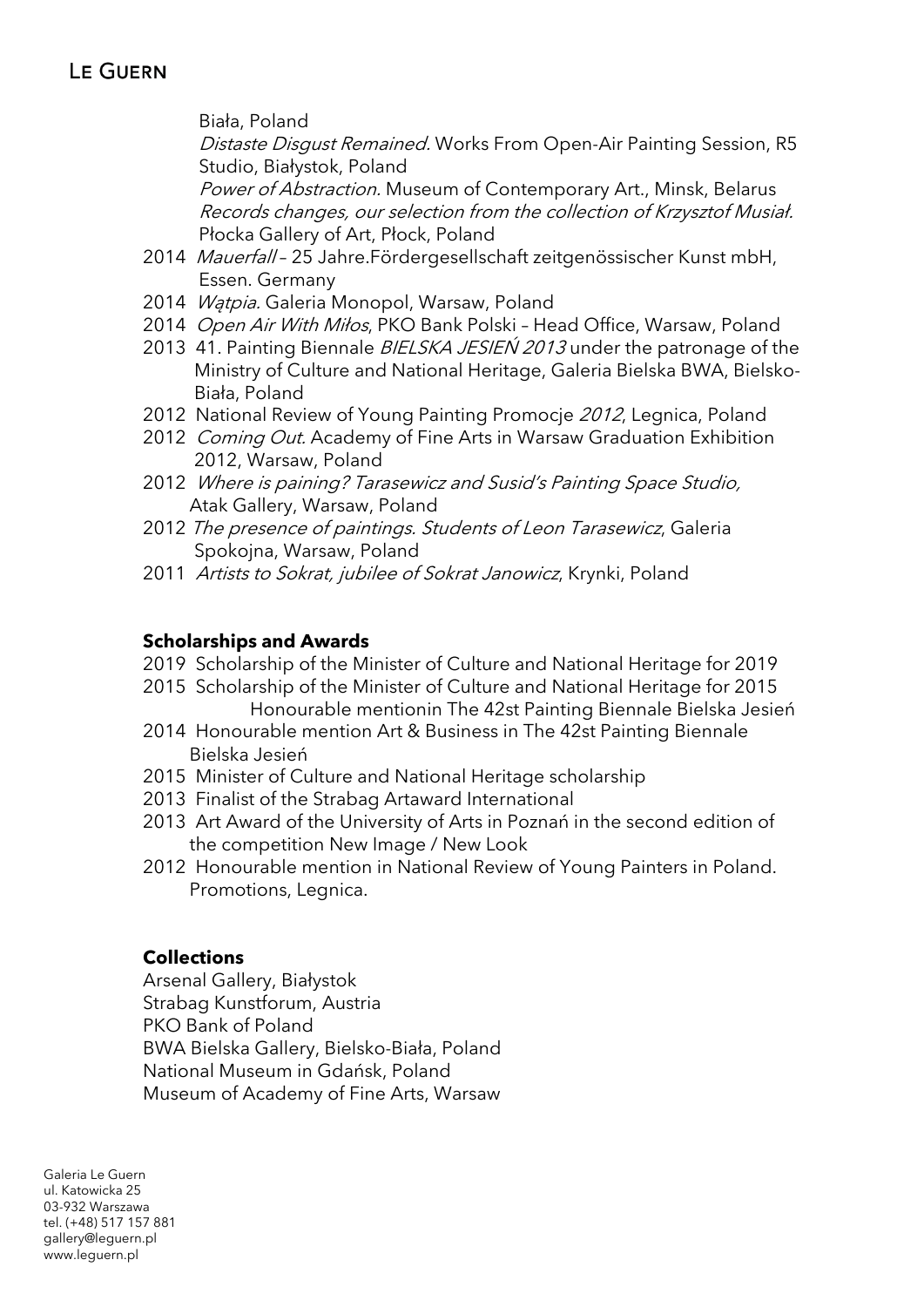Biała, Poland

*Distaste Disgust Remained*. Works From Open-Air Painting Session, R5 Studio, Białystok, Poland

*Power of Abstraction.* Museum of Contemporary Art., Minsk, Belarus

*Records changes, our selection from the collection of Krzysztof Musiał.* Płocka Gallery of Art, Płock, Poland

2014 *Mauerfall* – 25 Jahre.Fördergesellschaft zeitgenössischer Kunst mbH, Essen. Germany

2014 *Wątpia.* Galeria Monopol, Warsaw, Poland

2014 *Open Air With Miłos*, PKO Bank Polski – Head Office, Warsaw, Poland

2013 41. Painting Biennale *BIELSKA JESIEŃ 2013* under the patronage of the Ministry of Culture and National Heritage, Galeria Bielska BWA, Bielsko-Biała, Poland

2012 National Review of Young Painting Promocje *2012*, Legnica, Poland

2012 *Coming Out*. Academy of Fine Arts in Warsaw Graduation Exhibition 2012, Warsaw, Poland

2012 *Where is paining? Tarasewicz and Susid's Painting Space Studio,* Atak Gallery, Warsaw, Poland

2012 *The presence of paintings. Students of Leon Tarasewicz*, Galeria Spokojna, Warsaw, Poland

2011 *Artists to Sokrat, jubilee of Sokrat Janowicz*, Krynki, Poland

**Scholarships and Awards**

2019 Scholarship of the Minister of Culture and National Heritage for 2019

2015 Scholarship of the Minister of Culture and National Heritage for 2015
Honourable mentionin The 42st Painting Biennale Bielska Jesień

2014 Honourable mention Art & Business in The 42st Painting Biennale Bielska Jesień

2015 Minister of Culture and National Heritage scholarship

2013 Finalist of the Strabag Artaward International

2013 Art Award of the University of Arts in Poznań in the second edition of the competition New Image / New Look

2012 Honourable mention in National Review of Young Painters in Poland. Promotions, Legnica.

**Collections**

Arsenal Gallery, Białystok
Strabag Kunstforum, Austria
PKO Bank of Poland
BWA Bielska Gallery, Bielsko-Biała, Poland
National Museum in Gdańsk, Poland
Museum of Academy of Fine Arts, Warsaw